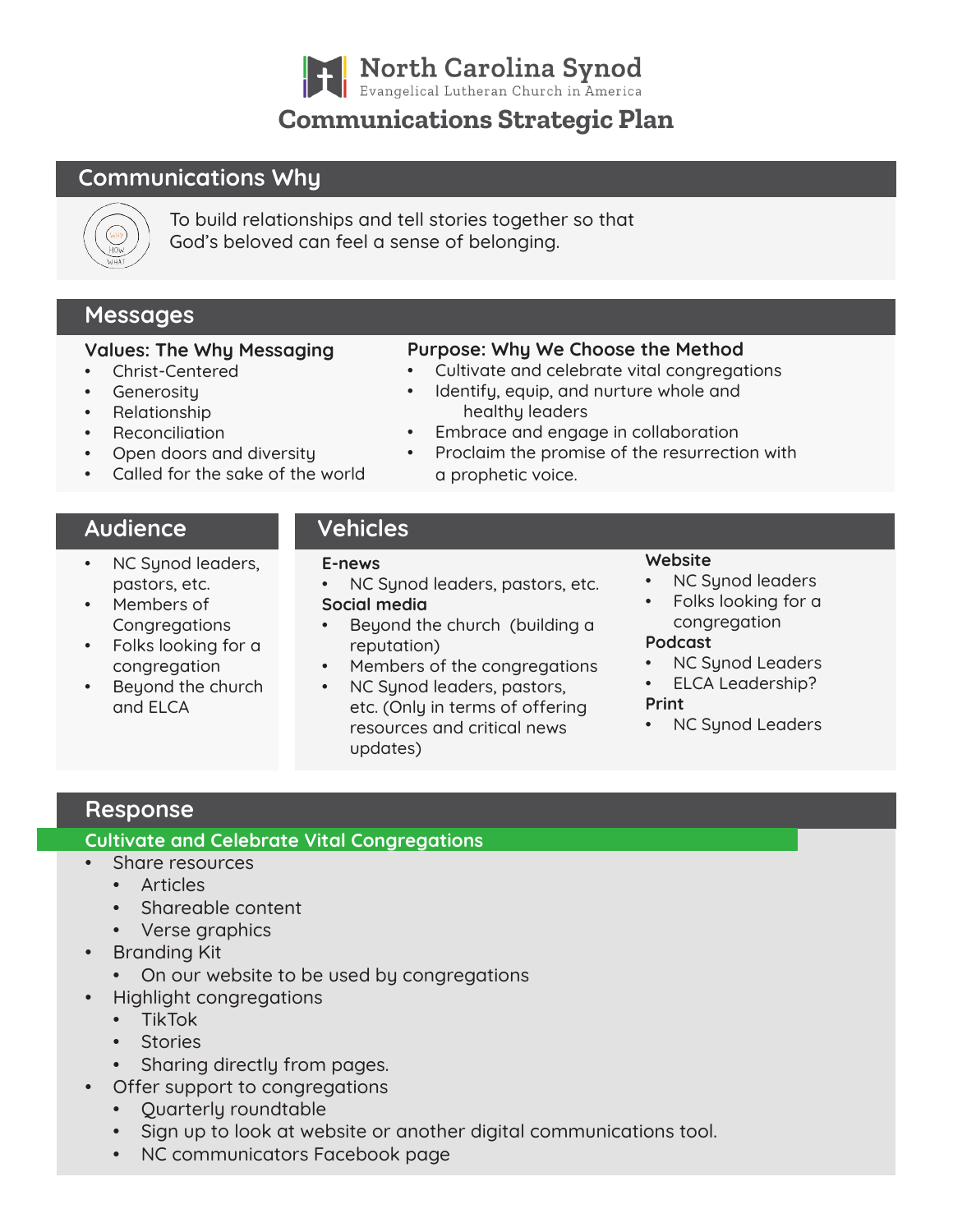# North Carolina Synod

Evangelical Lutheran Church in America

# Communications Strategic Plan

## Communications Why

To build relationships and tell stories together so that God's beloved can feel a sense of belonging.

## Messages

### Values: The Why Messaging

- Christ-Centered
- Generosity
- Relationship
- Reconciliation
- Open doors and diversity
- Called for the sake of the world

### Purpose: Why We Choose the Method

- Cultivate and celebrate vital congregations
- Identify, equip, and nurture whole and healthy leaders
- Embrace and engage in collaboration
- Proclaim the promise of the resurrection with a prophetic voice.

## Audience

- NC Synod leaders, pastors, etc.
- Members of Congregations
- Folks looking for a congregation
- Beyond the church and ELCA

## Vehicles

**E-news**

- NC Synod leaders, pastors, etc.

**Social media**

- Beyond the church (building a reputation)
- Members of the congregations
- NC Synod leaders, pastors, etc. (Only in terms of offering resources and critical news updates)

**Website**

- NC Synod leaders
- Folks looking for a congregation

**Podcast**

- NC Synod Leaders
- ELCA Leadership?

**Print**

- NC Synod Leaders

## Response

### Cultivate and Celebrate Vital Congregations

- Share resources
  - Articles
  - Shareable content
  - Verse graphics
- Branding Kit
  - On our website to be used by congregations
- Highlight congregations
  - TikTok
  - Stories
  - Sharing directly from pages.
- Offer support to congregations
  - Quarterly roundtable
  - Sign up to look at website or another digital communications tool.
  - NC communicators Facebook page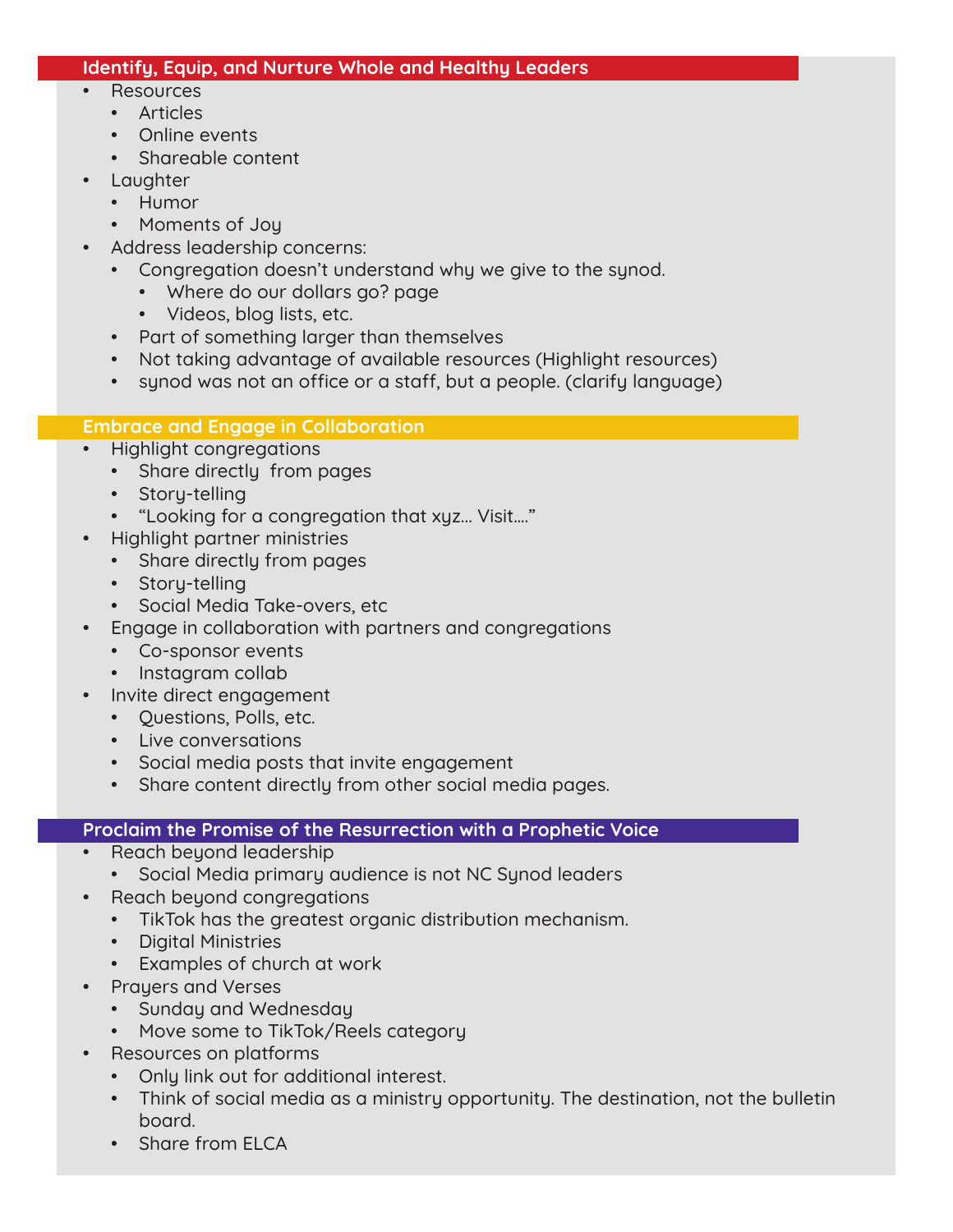## Identify, Equip, and Nurture Whole and Healthy Leaders

- Resources
  - Articles
  - Online events
  - Shareable content
- Laughter
  - Humor
  - Moments of Joy
- Address leadership concerns:
  - Congregation doesn't understand why we give to the synod.
    - Where do our dollars go? page
    - Videos, blog lists, etc.
  - Part of something larger than themselves
  - Not taking advantage of available resources (Highlight resources)
  - synod was not an office or a staff, but a people. (clarify language)

## Embrace and Engage in Collaboration

- Highlight congregations
  - Share directly from pages
  - Story-telling
  - "Looking for a congregation that xyz... Visit...."
- Highlight partner ministries
  - Share directly from pages
  - Story-telling
  - Social Media Take-overs, etc
- Engage in collaboration with partners and congregations
  - Co-sponsor events
  - Instagram collab
- Invite direct engagement
  - Questions, Polls, etc.
  - Live conversations
  - Social media posts that invite engagement
  - Share content directly from other social media pages.

## Proclaim the Promise of the Resurrection with a Prophetic Voice

- Reach beyond leadership
  - Social Media primary audience is not NC Synod leaders
- Reach beyond congregations
  - TikTok has the greatest organic distribution mechanism.
  - Digital Ministries
  - Examples of church at work
- Prayers and Verses
  - Sunday and Wednesday
  - Move some to TikTok/Reels category
- Resources on platforms
  - Only link out for additional interest.
  - Think of social media as a ministry opportunity. The destination, not the bulletin board.
  - Share from ELCA